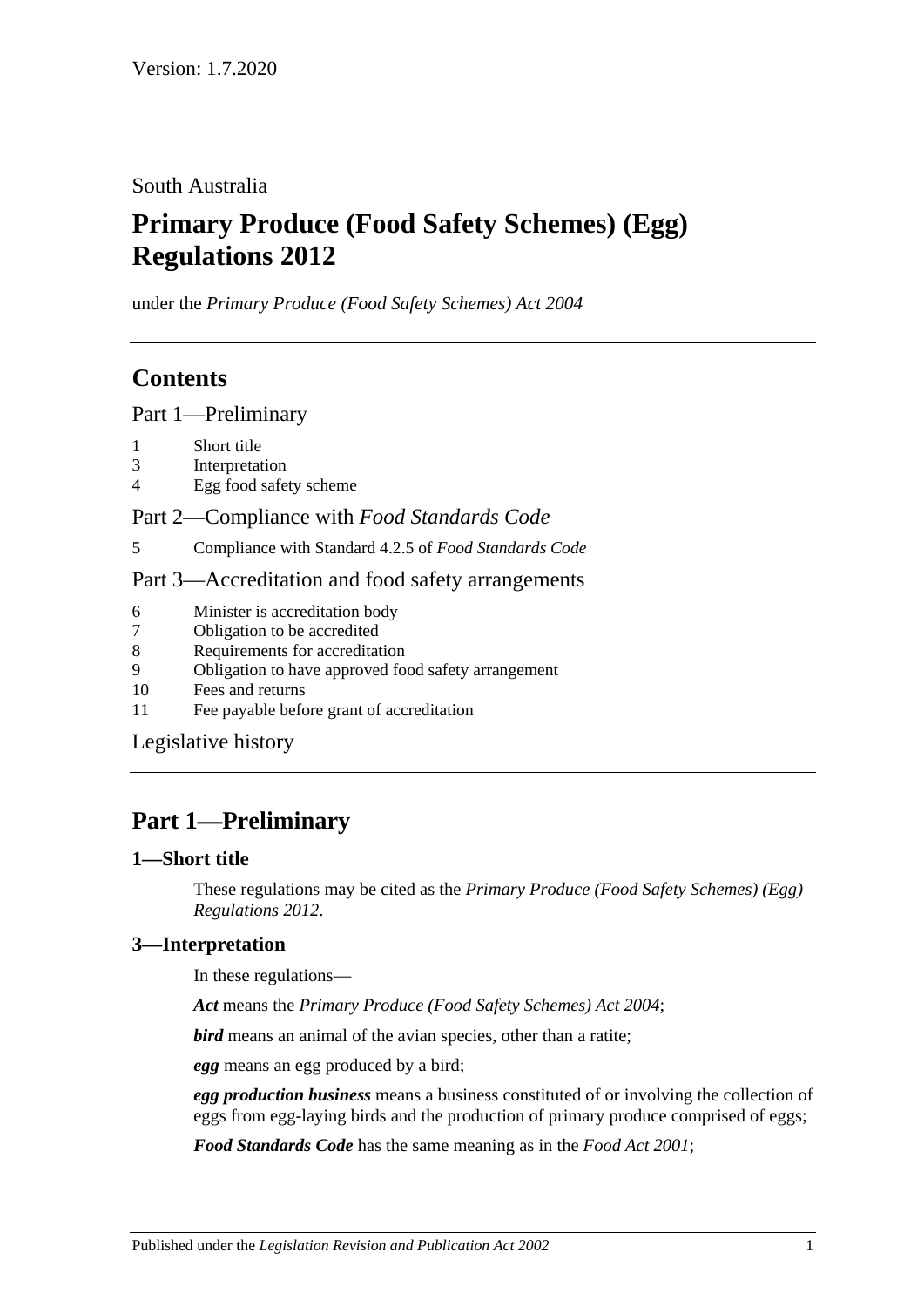Version: 1.7.2020

South Australia

# Primary Produce (Food Safety Schemes) (Egg) Regulations 2012

under the *Primary Produce (Food Safety Schemes) Act 2004*

## Contents

Part 1—Preliminary

1 Short title
3 Interpretation
4 Egg food safety scheme

Part 2—Compliance with *Food Standards Code*

5 Compliance with Standard 4.2.5 of *Food Standards Code*

Part 3—Accreditation and food safety arrangements

6 Minister is accreditation body
7 Obligation to be accredited
8 Requirements for accreditation
9 Obligation to have approved food safety arrangement
10 Fees and returns
11 Fee payable before grant of accreditation

Legislative history

## Part 1—Preliminary

### 1—Short title

These regulations may be cited as the *Primary Produce (Food Safety Schemes) (Egg) Regulations 2012*.

### 3—Interpretation

In these regulations—

***Act*** means the *Primary Produce (Food Safety Schemes) Act 2004*;

***bird*** means an animal of the avian species, other than a ratite;

***egg*** means an egg produced by a bird;

***egg production business*** means a business constituted of or involving the collection of eggs from egg-laying birds and the production of primary produce comprised of eggs;

***Food Standards Code*** has the same meaning as in the *Food Act 2001*;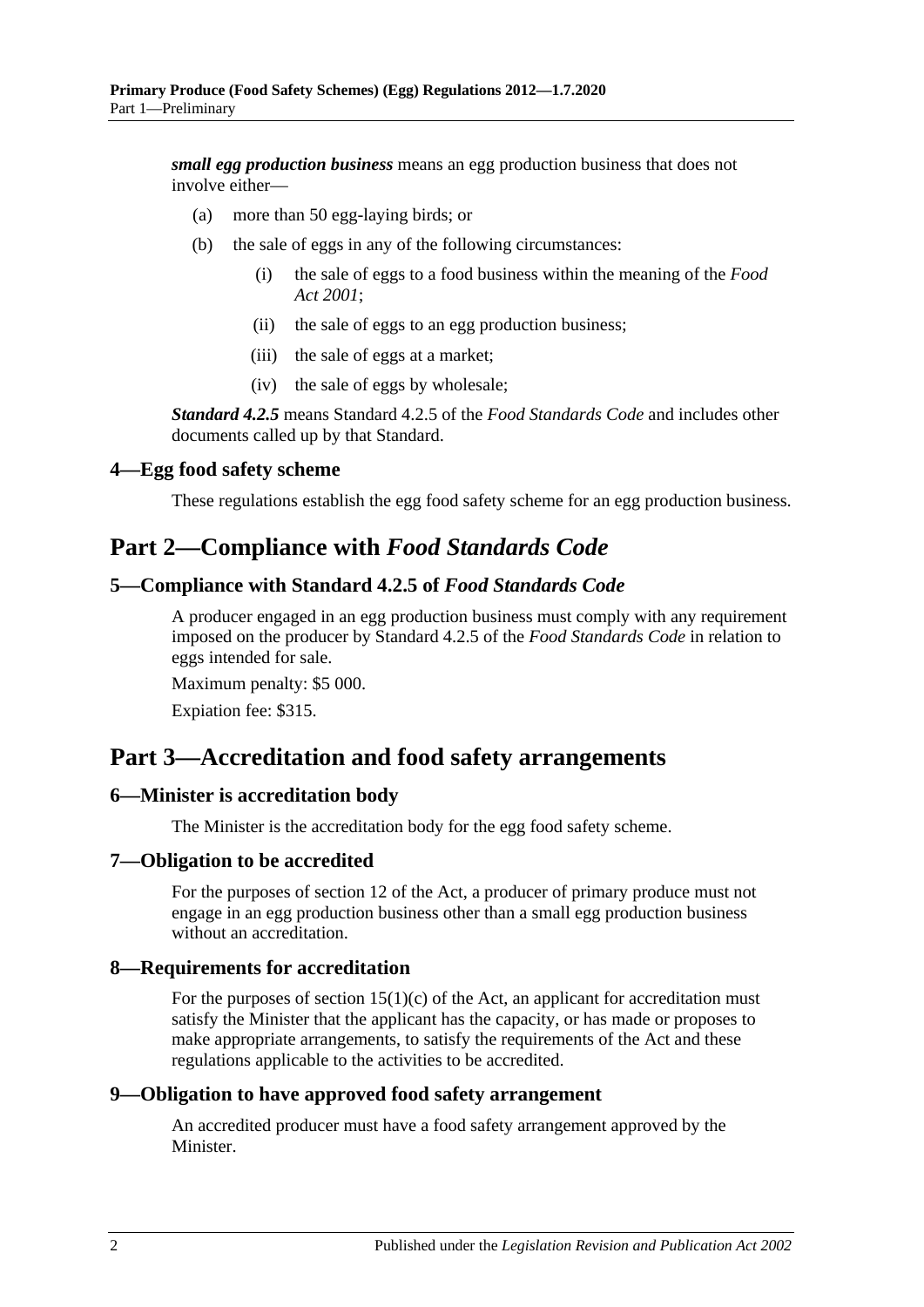***small egg production business*** means an egg production business that does not involve either—

(a) more than 50 egg-laying birds; or

(b) the sale of eggs in any of the following circumstances:

(i) the sale of eggs to a food business within the meaning of the *Food Act 2001*;

(ii) the sale of eggs to an egg production business;

(iii) the sale of eggs at a market;

(iv) the sale of eggs by wholesale;

***Standard 4.2.5*** means Standard 4.2.5 of the *Food Standards Code* and includes other documents called up by that Standard.

### 4—Egg food safety scheme

These regulations establish the egg food safety scheme for an egg production business.

## Part 2—Compliance with *Food Standards Code*

### 5—Compliance with Standard 4.2.5 of *Food Standards Code*

A producer engaged in an egg production business must comply with any requirement imposed on the producer by Standard 4.2.5 of the *Food Standards Code* in relation to eggs intended for sale.

Maximum penalty: $5 000.

Expiation fee: $315.

## Part 3—Accreditation and food safety arrangements

### 6—Minister is accreditation body

The Minister is the accreditation body for the egg food safety scheme.

### 7—Obligation to be accredited

For the purposes of section 12 of the Act, a producer of primary produce must not engage in an egg production business other than a small egg production business without an accreditation.

### 8—Requirements for accreditation

For the purposes of section 15(1)(c) of the Act, an applicant for accreditation must satisfy the Minister that the applicant has the capacity, or has made or proposes to make appropriate arrangements, to satisfy the requirements of the Act and these regulations applicable to the activities to be accredited.

### 9—Obligation to have approved food safety arrangement

An accredited producer must have a food safety arrangement approved by the Minister.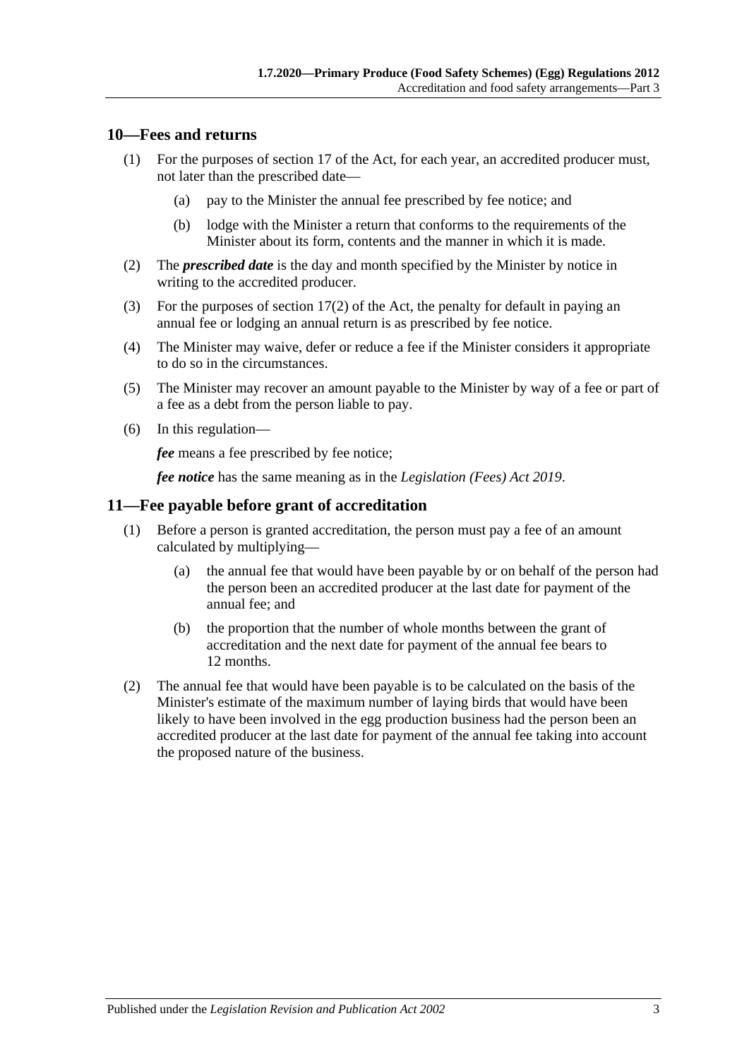## 10—Fees and returns

(1) For the purposes of section 17 of the Act, for each year, an accredited producer must, not later than the prescribed date—

(a) pay to the Minister the annual fee prescribed by fee notice; and

(b) lodge with the Minister a return that conforms to the requirements of the Minister about its form, contents and the manner in which it is made.

(2) The ***prescribed date*** is the day and month specified by the Minister by notice in writing to the accredited producer.

(3) For the purposes of section 17(2) of the Act, the penalty for default in paying an annual fee or lodging an annual return is as prescribed by fee notice.

(4) The Minister may waive, defer or reduce a fee if the Minister considers it appropriate to do so in the circumstances.

(5) The Minister may recover an amount payable to the Minister by way of a fee or part of a fee as a debt from the person liable to pay.

(6) In this regulation—

***fee*** means a fee prescribed by fee notice;

***fee notice*** has the same meaning as in the *Legislation (Fees) Act 2019*.

## 11—Fee payable before grant of accreditation

(1) Before a person is granted accreditation, the person must pay a fee of an amount calculated by multiplying—

(a) the annual fee that would have been payable by or on behalf of the person had the person been an accredited producer at the last date for payment of the annual fee; and

(b) the proportion that the number of whole months between the grant of accreditation and the next date for payment of the annual fee bears to 12 months.

(2) The annual fee that would have been payable is to be calculated on the basis of the Minister's estimate of the maximum number of laying birds that would have been likely to have been involved in the egg production business had the person been an accredited producer at the last date for payment of the annual fee taking into account the proposed nature of the business.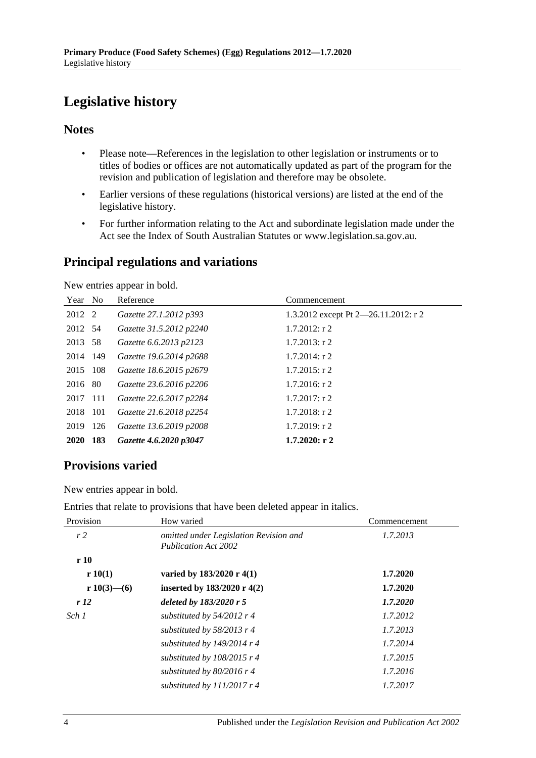# Legislative history

## Notes

- Please note—References in the legislation to other legislation or instruments or to titles of bodies or offices are not automatically updated as part of the program for the revision and publication of legislation and therefore may be obsolete.
- Earlier versions of these regulations (historical versions) are listed at the end of the legislative history.
- For further information relating to the Act and subordinate legislation made under the Act see the Index of South Australian Statutes or www.legislation.sa.gov.au.

## Principal regulations and variations

New entries appear in bold.

| Year | No | Reference | Commencement |
|---|---|---|---|
| 2012 | 2 | *Gazette 27.1.2012 p393* | 1.3.2012 except Pt 2—26.11.2012: r 2 |
| 2012 | 54 | *Gazette 31.5.2012 p2240* | 1.7.2012: r 2 |
| 2013 | 58 | *Gazette 6.6.2013 p2123* | 1.7.2013: r 2 |
| 2014 | 149 | *Gazette 19.6.2014 p2688* | 1.7.2014: r 2 |
| 2015 | 108 | *Gazette 18.6.2015 p2679* | 1.7.2015: r 2 |
| 2016 | 80 | *Gazette 23.6.2016 p2206* | 1.7.2016: r 2 |
| 2017 | 111 | *Gazette 22.6.2017 p2284* | 1.7.2017: r 2 |
| 2018 | 101 | *Gazette 21.6.2018 p2254* | 1.7.2018: r 2 |
| 2019 | 126 | *Gazette 13.6.2019 p2008* | 1.7.2019: r 2 |
| **2020** | **183** | ***Gazette 4.6.2020 p3047*** | **1.7.2020: r 2** |

## Provisions varied

New entries appear in bold.

Entries that relate to provisions that have been deleted appear in italics.

| Provision | How varied | Commencement |
|---|---|---|
| *r 2* | *omitted under Legislation Revision and Publication Act 2002* | *1.7.2013* |
| **r 10** | | |
| **r 10(1)** | **varied by 183/2020 r 4(1)** | **1.7.2020** |
| **r 10(3)—(6)** | **inserted by 183/2020 r 4(2)** | **1.7.2020** |
| ***r 12*** | ***deleted by 183/2020 r 5*** | ***1.7.2020*** |
| *Sch 1* | *substituted by 54/2012 r 4* | *1.7.2012* |
| | *substituted by 58/2013 r 4* | *1.7.2013* |
| | *substituted by 149/2014 r 4* | *1.7.2014* |
| | *substituted by 108/2015 r 4* | *1.7.2015* |
| | *substituted by 80/2016 r 4* | *1.7.2016* |
| | *substituted by 111/2017 r 4* | *1.7.2017* |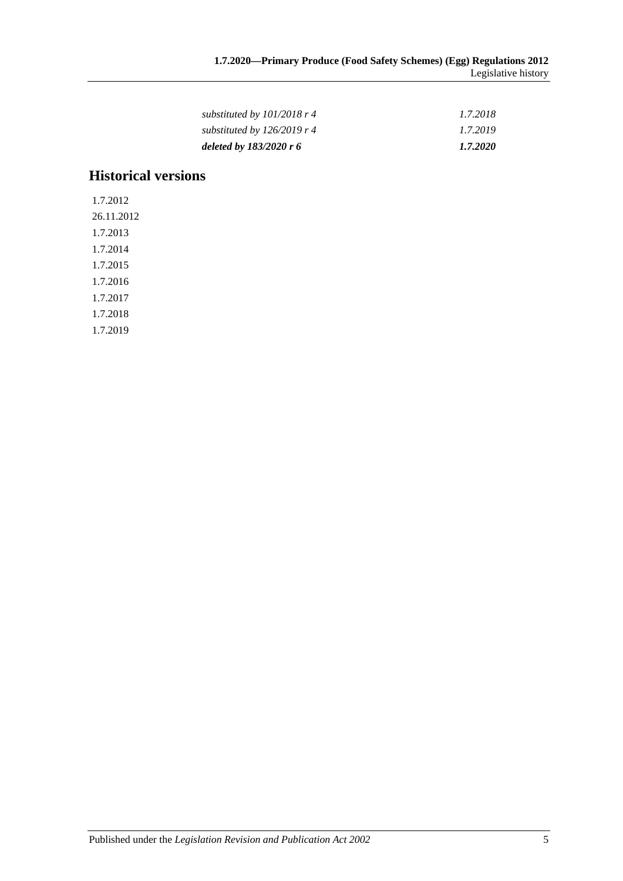| | |
|---|---|
| *substituted by 101/2018 r 4* | *1.7.2018* |
| *substituted by 126/2019 r 4* | *1.7.2019* |
| ***deleted by 183/2020 r 6*** | ***1.7.2020*** |

## Historical versions

1.7.2012

26.11.2012

1.7.2013

1.7.2014

1.7.2015

1.7.2016

1.7.2017

1.7.2018

1.7.2019